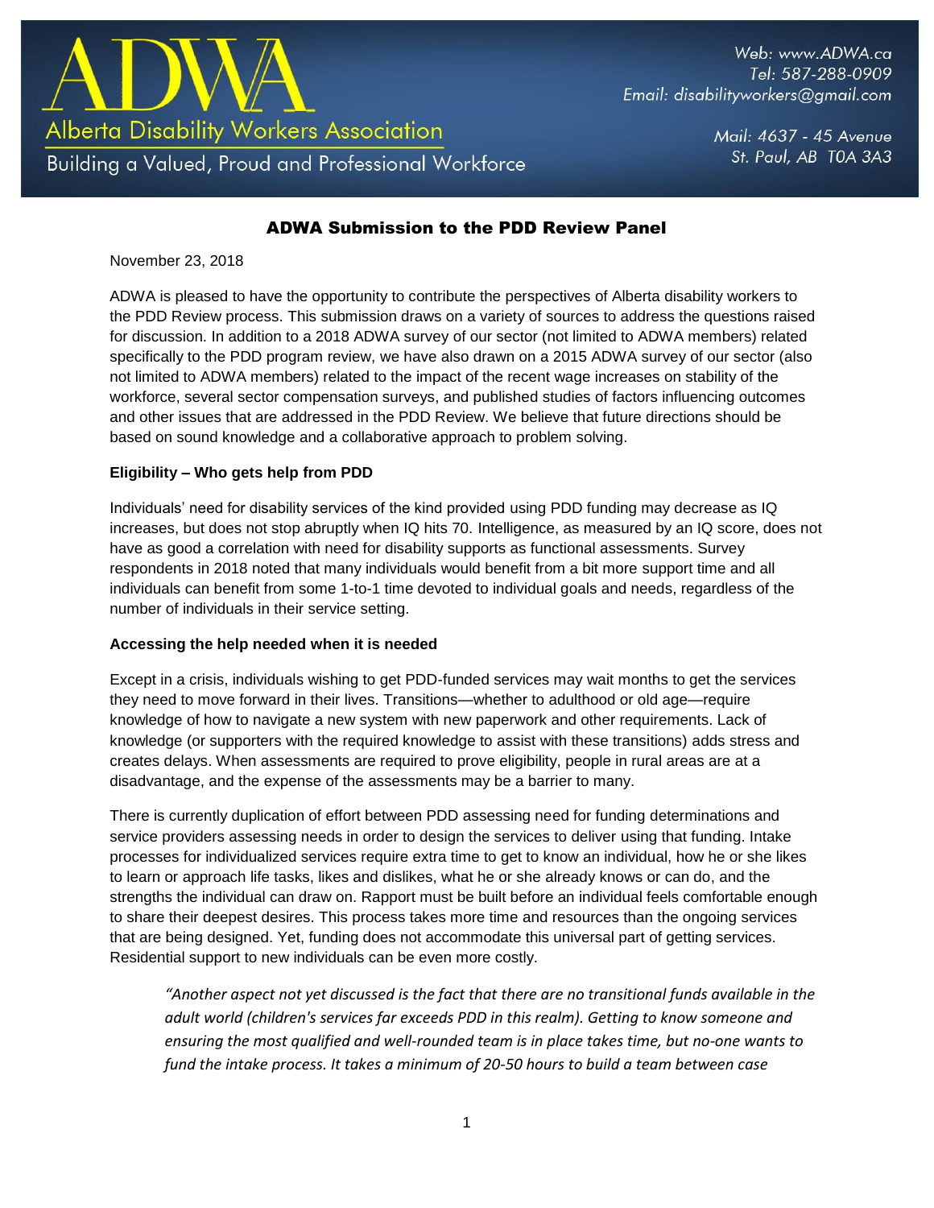# ADWA

Alberta Disability Workers Association

Building a Valued, Proud and Professional Workforce

Web: www.ADWA.ca
Tel: 587-288-0909
Email: disabilityworkers@gmail.com

Mail: 4637 - 45 Avenue
St. Paul, AB T0A 3A3

## ADWA Submission to the PDD Review Panel

November 23, 2018

ADWA is pleased to have the opportunity to contribute the perspectives of Alberta disability workers to the PDD Review process. This submission draws on a variety of sources to address the questions raised for discussion. In addition to a 2018 ADWA survey of our sector (not limited to ADWA members) related specifically to the PDD program review, we have also drawn on a 2015 ADWA survey of our sector (also not limited to ADWA members) related to the impact of the recent wage increases on stability of the workforce, several sector compensation surveys, and published studies of factors influencing outcomes and other issues that are addressed in the PDD Review. We believe that future directions should be based on sound knowledge and a collaborative approach to problem solving.

**Eligibility – Who gets help from PDD**

Individuals' need for disability services of the kind provided using PDD funding may decrease as IQ increases, but does not stop abruptly when IQ hits 70. Intelligence, as measured by an IQ score, does not have as good a correlation with need for disability supports as functional assessments. Survey respondents in 2018 noted that many individuals would benefit from a bit more support time and all individuals can benefit from some 1-to-1 time devoted to individual goals and needs, regardless of the number of individuals in their service setting.

**Accessing the help needed when it is needed**

Except in a crisis, individuals wishing to get PDD-funded services may wait months to get the services they need to move forward in their lives. Transitions—whether to adulthood or old age—require knowledge of how to navigate a new system with new paperwork and other requirements. Lack of knowledge (or supporters with the required knowledge to assist with these transitions) adds stress and creates delays. When assessments are required to prove eligibility, people in rural areas are at a disadvantage, and the expense of the assessments may be a barrier to many.

There is currently duplication of effort between PDD assessing need for funding determinations and service providers assessing needs in order to design the services to deliver using that funding. Intake processes for individualized services require extra time to get to know an individual, how he or she likes to learn or approach life tasks, likes and dislikes, what he or she already knows or can do, and the strengths the individual can draw on. Rapport must be built before an individual feels comfortable enough to share their deepest desires. This process takes more time and resources than the ongoing services that are being designed. Yet, funding does not accommodate this universal part of getting services. Residential support to new individuals can be even more costly.

> *"Another aspect not yet discussed is the fact that there are no transitional funds available in the adult world (children's services far exceeds PDD in this realm). Getting to know someone and ensuring the most qualified and well-rounded team is in place takes time, but no-one wants to fund the intake process. It takes a minimum of 20-50 hours to build a team between case*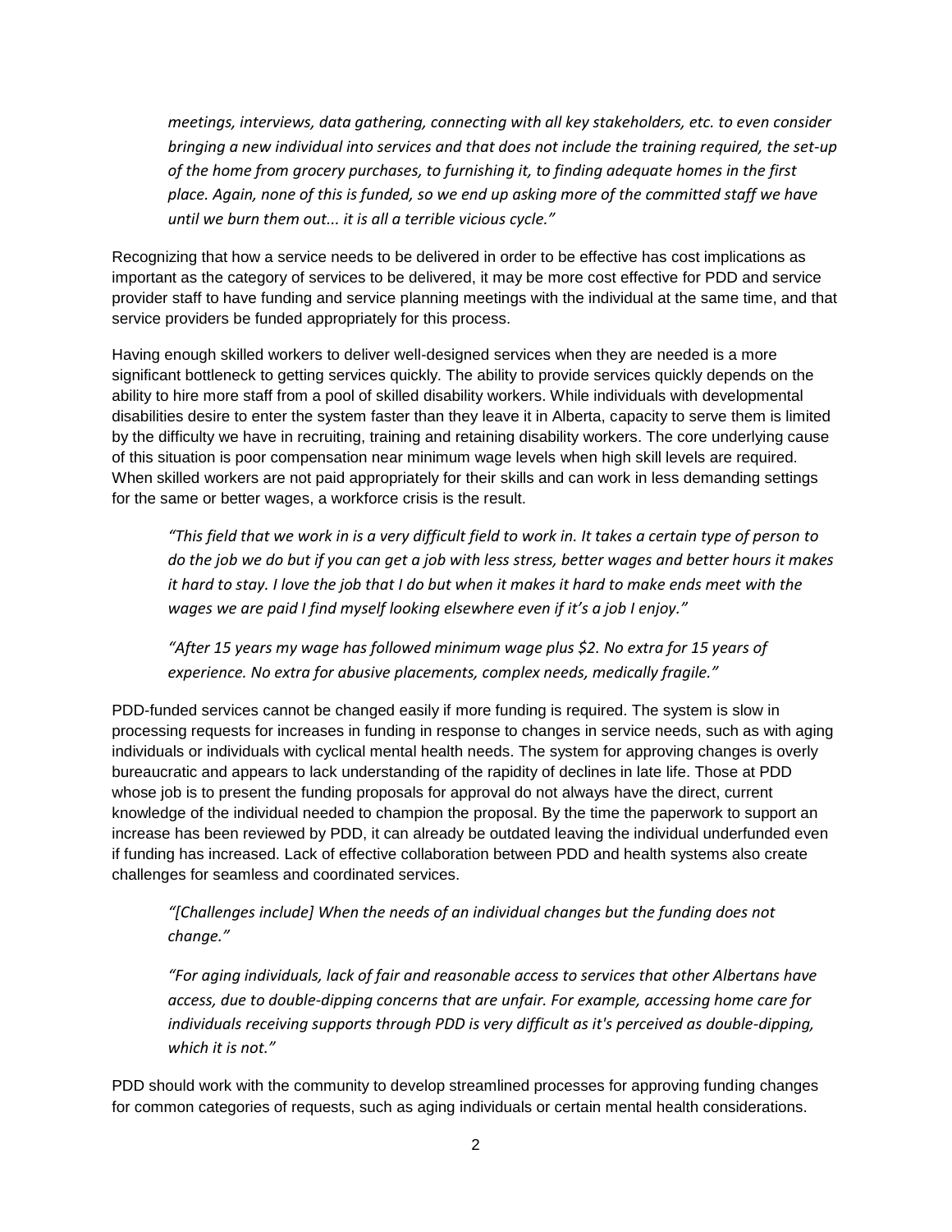*meetings, interviews, data gathering, connecting with all key stakeholders, etc. to even consider bringing a new individual into services and that does not include the training required, the set-up of the home from grocery purchases, to furnishing it, to finding adequate homes in the first place. Again, none of this is funded, so we end up asking more of the committed staff we have until we burn them out... it is all a terrible vicious cycle."*

Recognizing that how a service needs to be delivered in order to be effective has cost implications as important as the category of services to be delivered, it may be more cost effective for PDD and service provider staff to have funding and service planning meetings with the individual at the same time, and that service providers be funded appropriately for this process.

Having enough skilled workers to deliver well-designed services when they are needed is a more significant bottleneck to getting services quickly. The ability to provide services quickly depends on the ability to hire more staff from a pool of skilled disability workers. While individuals with developmental disabilities desire to enter the system faster than they leave it in Alberta, capacity to serve them is limited by the difficulty we have in recruiting, training and retaining disability workers. The core underlying cause of this situation is poor compensation near minimum wage levels when high skill levels are required. When skilled workers are not paid appropriately for their skills and can work in less demanding settings for the same or better wages, a workforce crisis is the result.

*"This field that we work in is a very difficult field to work in. It takes a certain type of person to do the job we do but if you can get a job with less stress, better wages and better hours it makes it hard to stay. I love the job that I do but when it makes it hard to make ends meet with the wages we are paid I find myself looking elsewhere even if it's a job I enjoy."*

*"After 15 years my wage has followed minimum wage plus $2. No extra for 15 years of experience. No extra for abusive placements, complex needs, medically fragile."*

PDD-funded services cannot be changed easily if more funding is required. The system is slow in processing requests for increases in funding in response to changes in service needs, such as with aging individuals or individuals with cyclical mental health needs. The system for approving changes is overly bureaucratic and appears to lack understanding of the rapidity of declines in late life. Those at PDD whose job is to present the funding proposals for approval do not always have the direct, current knowledge of the individual needed to champion the proposal. By the time the paperwork to support an increase has been reviewed by PDD, it can already be outdated leaving the individual underfunded even if funding has increased. Lack of effective collaboration between PDD and health systems also create challenges for seamless and coordinated services.

*"[Challenges include] When the needs of an individual changes but the funding does not change."*

*"For aging individuals, lack of fair and reasonable access to services that other Albertans have access, due to double-dipping concerns that are unfair. For example, accessing home care for individuals receiving supports through PDD is very difficult as it's perceived as double-dipping, which it is not."*

PDD should work with the community to develop streamlined processes for approving funding changes for common categories of requests, such as aging individuals or certain mental health considerations.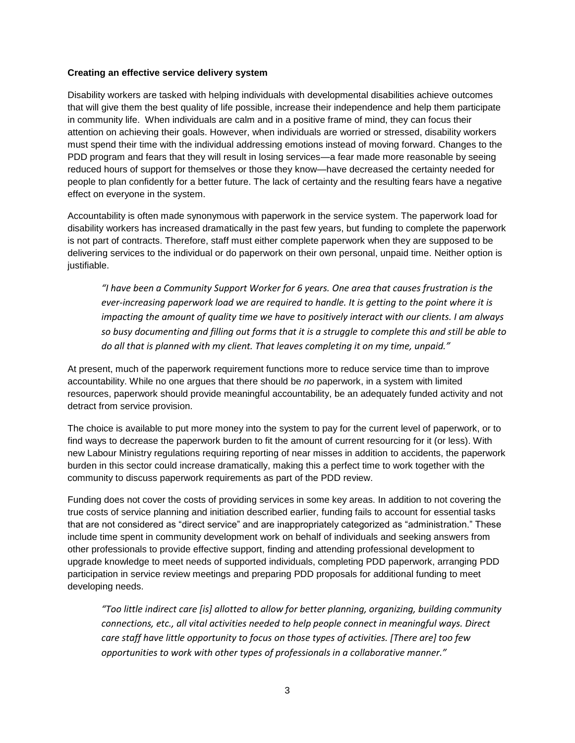**Creating an effective service delivery system**

Disability workers are tasked with helping individuals with developmental disabilities achieve outcomes that will give them the best quality of life possible, increase their independence and help them participate in community life. When individuals are calm and in a positive frame of mind, they can focus their attention on achieving their goals. However, when individuals are worried or stressed, disability workers must spend their time with the individual addressing emotions instead of moving forward. Changes to the PDD program and fears that they will result in losing services—a fear made more reasonable by seeing reduced hours of support for themselves or those they know—have decreased the certainty needed for people to plan confidently for a better future. The lack of certainty and the resulting fears have a negative effect on everyone in the system.

Accountability is often made synonymous with paperwork in the service system. The paperwork load for disability workers has increased dramatically in the past few years, but funding to complete the paperwork is not part of contracts. Therefore, staff must either complete paperwork when they are supposed to be delivering services to the individual or do paperwork on their own personal, unpaid time. Neither option is justifiable.

> *"I have been a Community Support Worker for 6 years. One area that causes frustration is the ever-increasing paperwork load we are required to handle. It is getting to the point where it is impacting the amount of quality time we have to positively interact with our clients. I am always so busy documenting and filling out forms that it is a struggle to complete this and still be able to do all that is planned with my client. That leaves completing it on my time, unpaid."*

At present, much of the paperwork requirement functions more to reduce service time than to improve accountability. While no one argues that there should be *no* paperwork, in a system with limited resources, paperwork should provide meaningful accountability, be an adequately funded activity and not detract from service provision.

The choice is available to put more money into the system to pay for the current level of paperwork, or to find ways to decrease the paperwork burden to fit the amount of current resourcing for it (or less). With new Labour Ministry regulations requiring reporting of near misses in addition to accidents, the paperwork burden in this sector could increase dramatically, making this a perfect time to work together with the community to discuss paperwork requirements as part of the PDD review.

Funding does not cover the costs of providing services in some key areas. In addition to not covering the true costs of service planning and initiation described earlier, funding fails to account for essential tasks that are not considered as "direct service" and are inappropriately categorized as "administration." These include time spent in community development work on behalf of individuals and seeking answers from other professionals to provide effective support, finding and attending professional development to upgrade knowledge to meet needs of supported individuals, completing PDD paperwork, arranging PDD participation in service review meetings and preparing PDD proposals for additional funding to meet developing needs.

> *"Too little indirect care [is] allotted to allow for better planning, organizing, building community connections, etc., all vital activities needed to help people connect in meaningful ways. Direct care staff have little opportunity to focus on those types of activities. [There are] too few opportunities to work with other types of professionals in a collaborative manner."*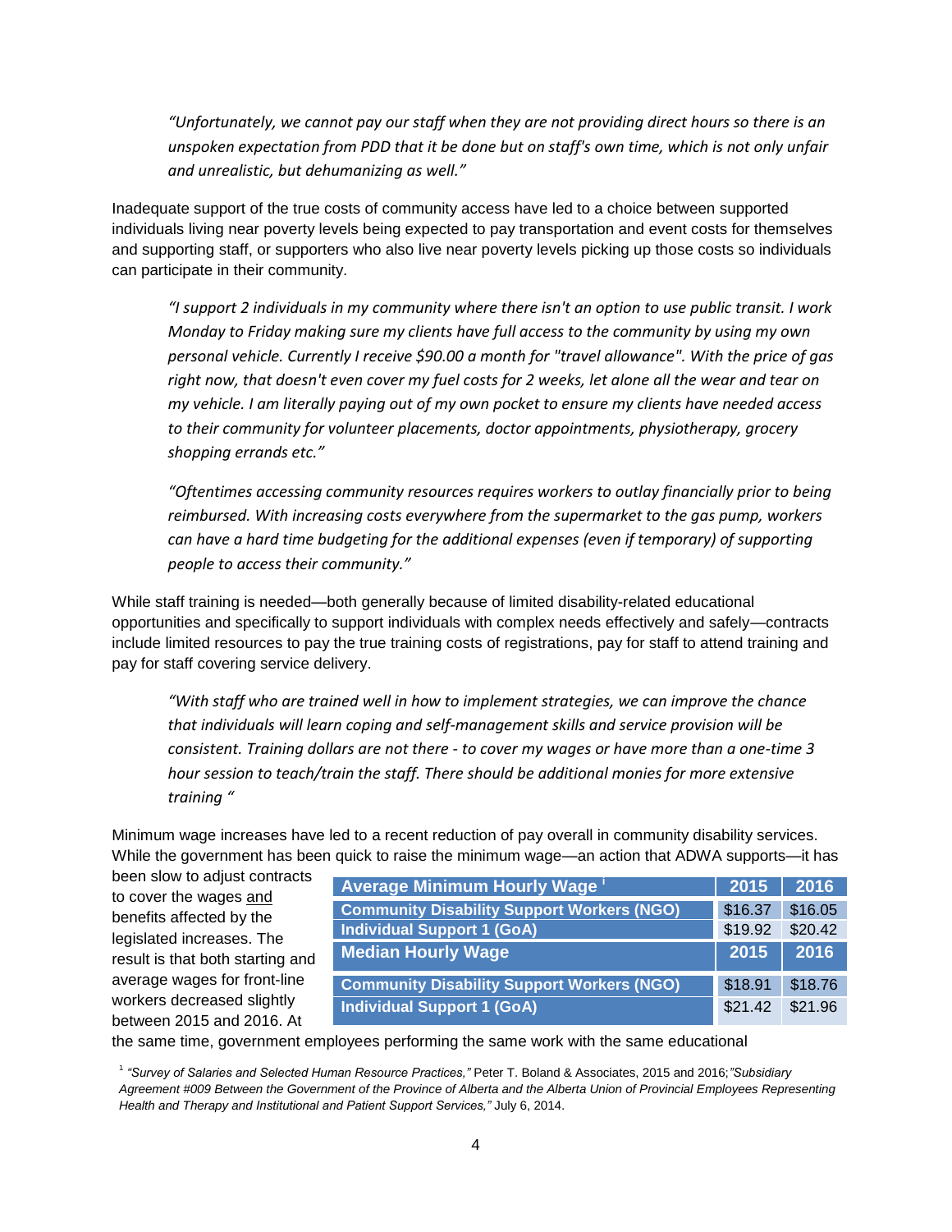*"Unfortunately, we cannot pay our staff when they are not providing direct hours so there is an unspoken expectation from PDD that it be done but on staff's own time, which is not only unfair and unrealistic, but dehumanizing as well."*

Inadequate support of the true costs of community access have led to a choice between supported individuals living near poverty levels being expected to pay transportation and event costs for themselves and supporting staff, or supporters who also live near poverty levels picking up those costs so individuals can participate in their community.

*"I support 2 individuals in my community where there isn't an option to use public transit. I work Monday to Friday making sure my clients have full access to the community by using my own personal vehicle. Currently I receive $90.00 a month for "travel allowance". With the price of gas right now, that doesn't even cover my fuel costs for 2 weeks, let alone all the wear and tear on my vehicle. I am literally paying out of my own pocket to ensure my clients have needed access to their community for volunteer placements, doctor appointments, physiotherapy, grocery shopping errands etc."*

*"Oftentimes accessing community resources requires workers to outlay financially prior to being reimbursed. With increasing costs everywhere from the supermarket to the gas pump, workers can have a hard time budgeting for the additional expenses (even if temporary) of supporting people to access their community."*

While staff training is needed—both generally because of limited disability-related educational opportunities and specifically to support individuals with complex needs effectively and safely—contracts include limited resources to pay the true training costs of registrations, pay for staff to attend training and pay for staff covering service delivery.

*"With staff who are trained well in how to implement strategies, we can improve the chance that individuals will learn coping and self-management skills and service provision will be consistent. Training dollars are not there - to cover my wages or have more than a one-time 3 hour session to teach/train the staff. There should be additional monies for more extensive training "*

Minimum wage increases have led to a recent reduction of pay overall in community disability services. While the government has been quick to raise the minimum wage—an action that ADWA supports—it has been slow to adjust contracts to cover the wages and benefits affected by the legislated increases. The result is that both starting and average wages for front-line workers decreased slightly between 2015 and 2016. At the same time, government employees performing the same work with the same educational

| **Average Minimum Hourly Wage** [i] | **2015** | **2016** |
|---|---|---|
| **Community Disability Support Workers (NGO)** | $16.37 | $16.05 |
| **Individual Support 1 (GoA)** | $19.92 | $20.42 |
| **Median Hourly Wage** | **2015** | **2016** |
| **Community Disability Support Workers (NGO)** | $18.91 | $18.76 |
| **Individual Support 1 (GoA)** | $21.42 | $21.96 |

[1] *"Survey of Salaries and Selected Human Resource Practices,"* Peter T. Boland & Associates, 2015 and 2016; *"Subsidiary Agreement #009 Between the Government of the Province of Alberta and the Alberta Union of Provincial Employees Representing Health and Therapy and Institutional and Patient Support Services,"* July 6, 2014.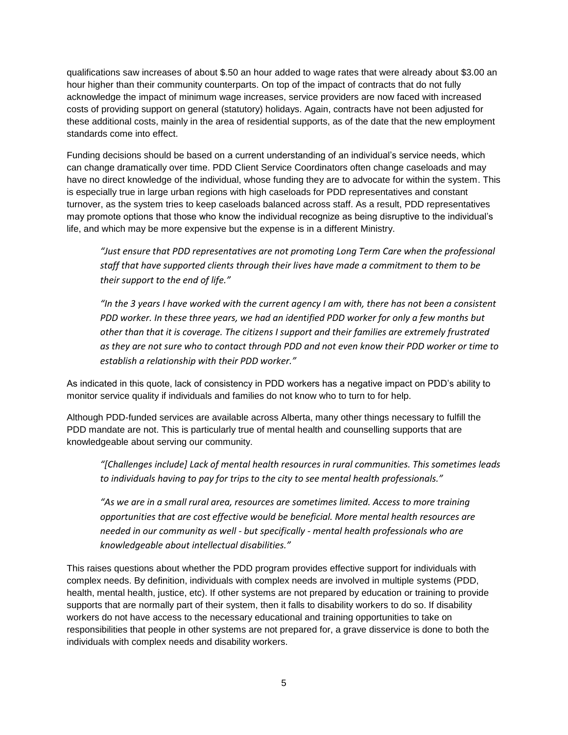qualifications saw increases of about $.50 an hour added to wage rates that were already about $3.00 an hour higher than their community counterparts. On top of the impact of contracts that do not fully acknowledge the impact of minimum wage increases, service providers are now faced with increased costs of providing support on general (statutory) holidays. Again, contracts have not been adjusted for these additional costs, mainly in the area of residential supports, as of the date that the new employment standards come into effect.

Funding decisions should be based on a current understanding of an individual's service needs, which can change dramatically over time. PDD Client Service Coordinators often change caseloads and may have no direct knowledge of the individual, whose funding they are to advocate for within the system. This is especially true in large urban regions with high caseloads for PDD representatives and constant turnover, as the system tries to keep caseloads balanced across staff. As a result, PDD representatives may promote options that those who know the individual recognize as being disruptive to the individual's life, and which may be more expensive but the expense is in a different Ministry.

> *"Just ensure that PDD representatives are not promoting Long Term Care when the professional staff that have supported clients through their lives have made a commitment to them to be their support to the end of life."*
>
> *"In the 3 years I have worked with the current agency I am with, there has not been a consistent PDD worker. In these three years, we had an identified PDD worker for only a few months but other than that it is coverage. The citizens I support and their families are extremely frustrated as they are not sure who to contact through PDD and not even know their PDD worker or time to establish a relationship with their PDD worker."*

As indicated in this quote, lack of consistency in PDD workers has a negative impact on PDD's ability to monitor service quality if individuals and families do not know who to turn to for help.

Although PDD-funded services are available across Alberta, many other things necessary to fulfill the PDD mandate are not. This is particularly true of mental health and counselling supports that are knowledgeable about serving our community.

> *"[Challenges include] Lack of mental health resources in rural communities. This sometimes leads to individuals having to pay for trips to the city to see mental health professionals."*
>
> *"As we are in a small rural area, resources are sometimes limited. Access to more training opportunities that are cost effective would be beneficial. More mental health resources are needed in our community as well - but specifically - mental health professionals who are knowledgeable about intellectual disabilities."*

This raises questions about whether the PDD program provides effective support for individuals with complex needs. By definition, individuals with complex needs are involved in multiple systems (PDD, health, mental health, justice, etc). If other systems are not prepared by education or training to provide supports that are normally part of their system, then it falls to disability workers to do so. If disability workers do not have access to the necessary educational and training opportunities to take on responsibilities that people in other systems are not prepared for, a grave disservice is done to both the individuals with complex needs and disability workers.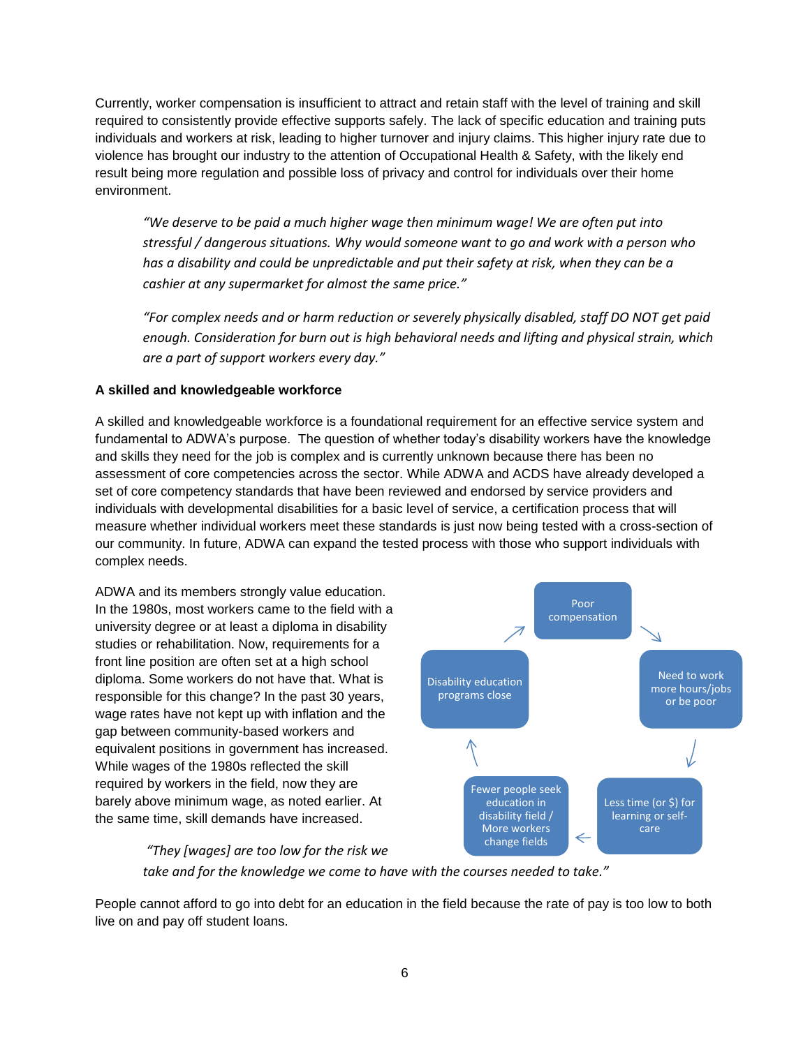Currently, worker compensation is insufficient to attract and retain staff with the level of training and skill required to consistently provide effective supports safely. The lack of specific education and training puts individuals and workers at risk, leading to higher turnover and injury claims. This higher injury rate due to violence has brought our industry to the attention of Occupational Health & Safety, with the likely end result being more regulation and possible loss of privacy and control for individuals over their home environment.

> *"We deserve to be paid a much higher wage then minimum wage! We are often put into stressful / dangerous situations. Why would someone want to go and work with a person who has a disability and could be unpredictable and put their safety at risk, when they can be a cashier at any supermarket for almost the same price."*

> *"For complex needs and or harm reduction or severely physically disabled, staff DO NOT get paid enough. Consideration for burn out is high behavioral needs and lifting and physical strain, which are a part of support workers every day."*

**A skilled and knowledgeable workforce**

A skilled and knowledgeable workforce is a foundational requirement for an effective service system and fundamental to ADWA's purpose. The question of whether today's disability workers have the knowledge and skills they need for the job is complex and is currently unknown because there has been no assessment of core competencies across the sector. While ADWA and ACDS have already developed a set of core competency standards that have been reviewed and endorsed by service providers and individuals with developmental disabilities for a basic level of service, a certification process that will measure whether individual workers meet these standards is just now being tested with a cross-section of our community. In future, ADWA can expand the tested process with those who support individuals with complex needs.

ADWA and its members strongly value education. In the 1980s, most workers came to the field with a university degree or at least a diploma in disability studies or rehabilitation. Now, requirements for a front line position are often set at a high school diploma. Some workers do not have that. What is responsible for this change? In the past 30 years, wage rates have not kept up with inflation and the gap between community-based workers and equivalent positions in government has increased. While wages of the 1980s reflected the skill required by workers in the field, now they are barely above minimum wage, as noted earlier. At the same time, skill demands have increased.

- Poor compensation →
- Need to work more hours/jobs or be poor →
- Less time (or $) for learning or self-care →
- Fewer people seek education in disability field / More workers change fields →
- Disability education programs close →
- (back to) Poor compensation

> *"They [wages] are too low for the risk we take and for the knowledge we come to have with the courses needed to take."*

People cannot afford to go into debt for an education in the field because the rate of pay is too low to both live on and pay off student loans.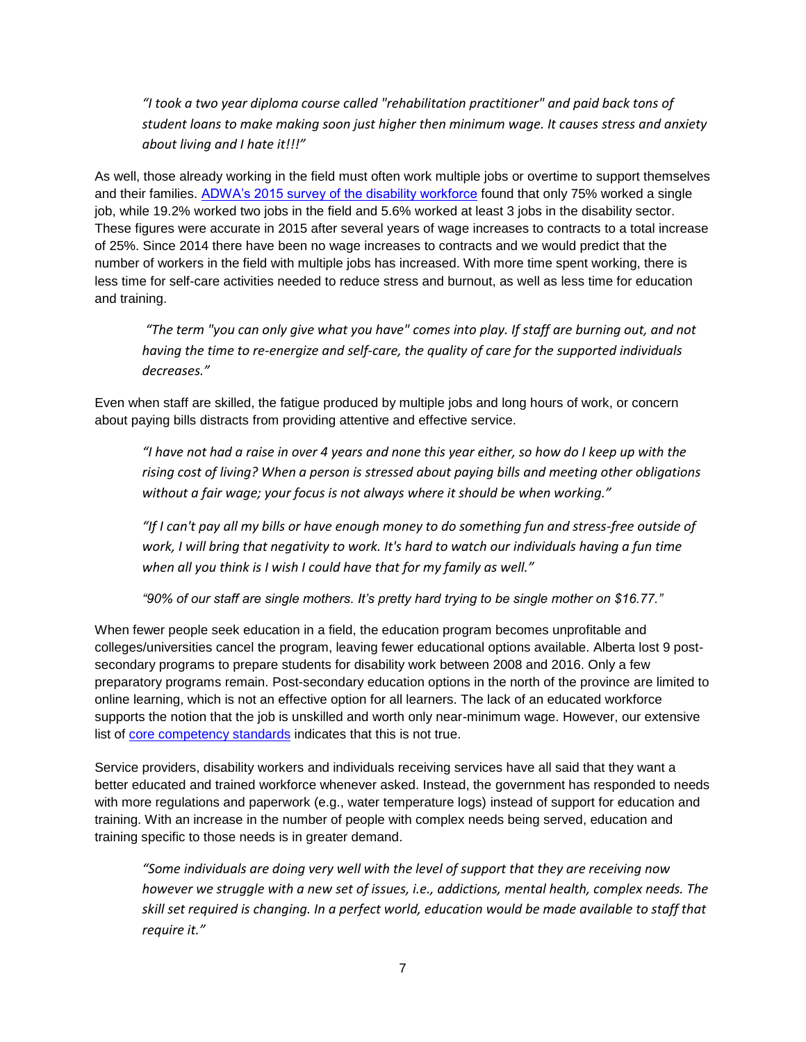> *"I took a two year diploma course called "rehabilitation practitioner" and paid back tons of student loans to make making soon just higher then minimum wage. It causes stress and anxiety about living and I hate it!!!"*

As well, those already working in the field must often work multiple jobs or overtime to support themselves and their families. [ADWA's 2015 survey of the disability workforce](#) found that only 75% worked a single job, while 19.2% worked two jobs in the field and 5.6% worked at least 3 jobs in the disability sector. These figures were accurate in 2015 after several years of wage increases to contracts to a total increase of 25%. Since 2014 there have been no wage increases to contracts and we would predict that the number of workers in the field with multiple jobs has increased. With more time spent working, there is less time for self-care activities needed to reduce stress and burnout, as well as less time for education and training.

> *"The term "you can only give what you have" comes into play. If staff are burning out, and not having the time to re-energize and self-care, the quality of care for the supported individuals decreases."*

Even when staff are skilled, the fatigue produced by multiple jobs and long hours of work, or concern about paying bills distracts from providing attentive and effective service.

> *"I have not had a raise in over 4 years and none this year either, so how do I keep up with the rising cost of living? When a person is stressed about paying bills and meeting other obligations without a fair wage; your focus is not always where it should be when working."*
>
> *"If I can't pay all my bills or have enough money to do something fun and stress-free outside of work, I will bring that negativity to work. It's hard to watch our individuals having a fun time when all you think is I wish I could have that for my family as well."*
>
> *"90% of our staff are single mothers. It's pretty hard trying to be single mother on $16.77."*

When fewer people seek education in a field, the education program becomes unprofitable and colleges/universities cancel the program, leaving fewer educational options available. Alberta lost 9 post-secondary programs to prepare students for disability work between 2008 and 2016. Only a few preparatory programs remain. Post-secondary education options in the north of the province are limited to online learning, which is not an effective option for all learners. The lack of an educated workforce supports the notion that the job is unskilled and worth only near-minimum wage. However, our extensive list of [core competency standards](#) indicates that this is not true.

Service providers, disability workers and individuals receiving services have all said that they want a better educated and trained workforce whenever asked. Instead, the government has responded to needs with more regulations and paperwork (e.g., water temperature logs) instead of support for education and training. With an increase in the number of people with complex needs being served, education and training specific to those needs is in greater demand.

> *"Some individuals are doing very well with the level of support that they are receiving now however we struggle with a new set of issues, i.e., addictions, mental health, complex needs. The skill set required is changing. In a perfect world, education would be made available to staff that require it."*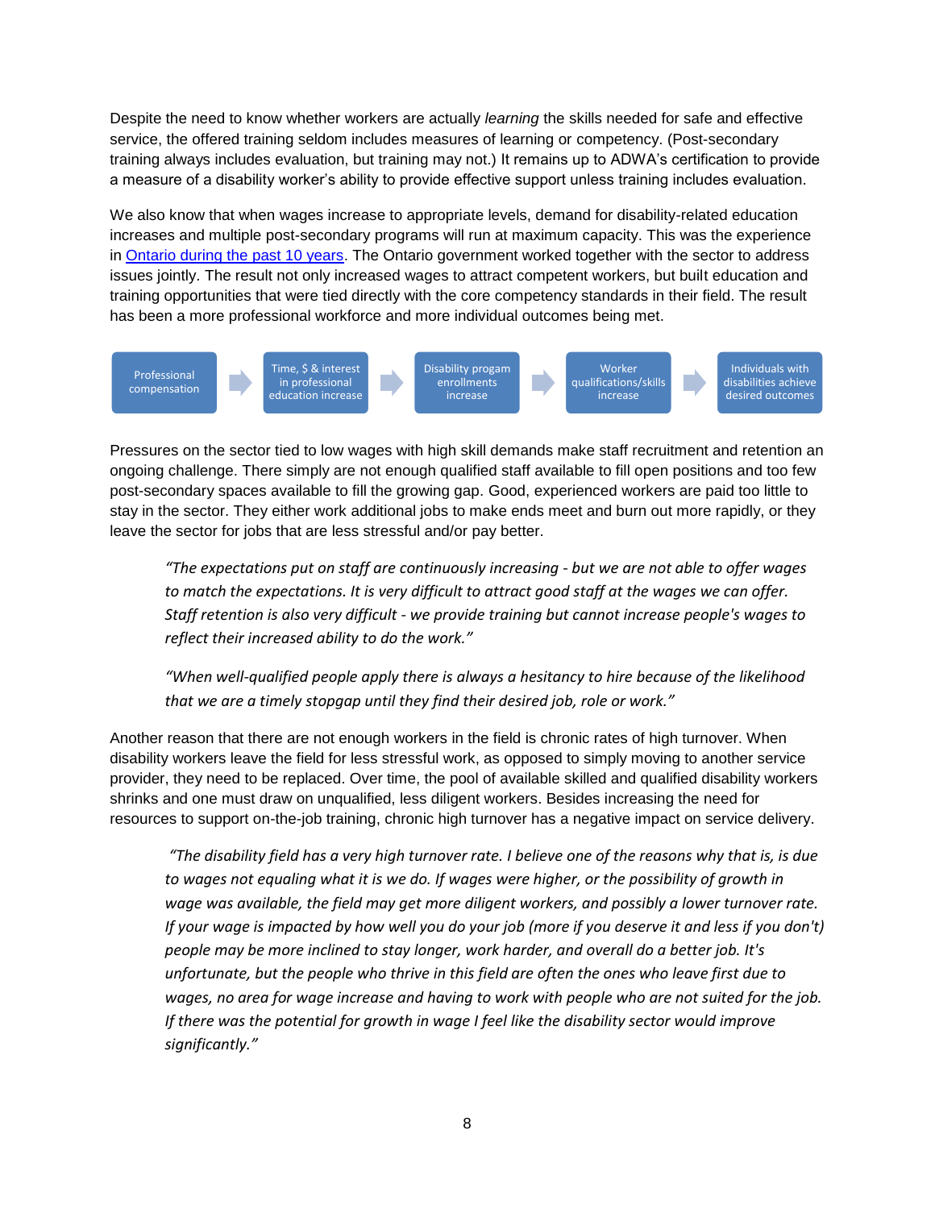Despite the need to know whether workers are actually *learning* the skills needed for safe and effective service, the offered training seldom includes measures of learning or competency. (Post-secondary training always includes evaluation, but training may not.) It remains up to ADWA's certification to provide a measure of a disability worker's ability to provide effective support unless training includes evaluation.

We also know that when wages increase to appropriate levels, demand for disability-related education increases and multiple post-secondary programs will run at maximum capacity. This was the experience in [Ontario during the past 10 years](). The Ontario government worked together with the sector to address issues jointly. The result not only increased wages to attract competent workers, but built education and training opportunities that were tied directly with the core competency standards in their field. The result has been a more professional workforce and more individual outcomes being met.

Professional compensation → Time, $ & interest in professional education increase → Disability progam enrollments increase → Worker qualifications/skills increase → Individuals with disabilities achieve desired outcomes

Pressures on the sector tied to low wages with high skill demands make staff recruitment and retention an ongoing challenge. There simply are not enough qualified staff available to fill open positions and too few post-secondary spaces available to fill the growing gap. Good, experienced workers are paid too little to stay in the sector. They either work additional jobs to make ends meet and burn out more rapidly, or they leave the sector for jobs that are less stressful and/or pay better.

> *"The expectations put on staff are continuously increasing - but we are not able to offer wages to match the expectations. It is very difficult to attract good staff at the wages we can offer. Staff retention is also very difficult - we provide training but cannot increase people's wages to reflect their increased ability to do the work."*

> *"When well-qualified people apply there is always a hesitancy to hire because of the likelihood that we are a timely stopgap until they find their desired job, role or work."*

Another reason that there are not enough workers in the field is chronic rates of high turnover. When disability workers leave the field for less stressful work, as opposed to simply moving to another service provider, they need to be replaced. Over time, the pool of available skilled and qualified disability workers shrinks and one must draw on unqualified, less diligent workers. Besides increasing the need for resources to support on-the-job training, chronic high turnover has a negative impact on service delivery.

> *"The disability field has a very high turnover rate. I believe one of the reasons why that is, is due to wages not equaling what it is we do. If wages were higher, or the possibility of growth in wage was available, the field may get more diligent workers, and possibly a lower turnover rate. If your wage is impacted by how well you do your job (more if you deserve it and less if you don't) people may be more inclined to stay longer, work harder, and overall do a better job. It's unfortunate, but the people who thrive in this field are often the ones who leave first due to wages, no area for wage increase and having to work with people who are not suited for the job. If there was the potential for growth in wage I feel like the disability sector would improve significantly."*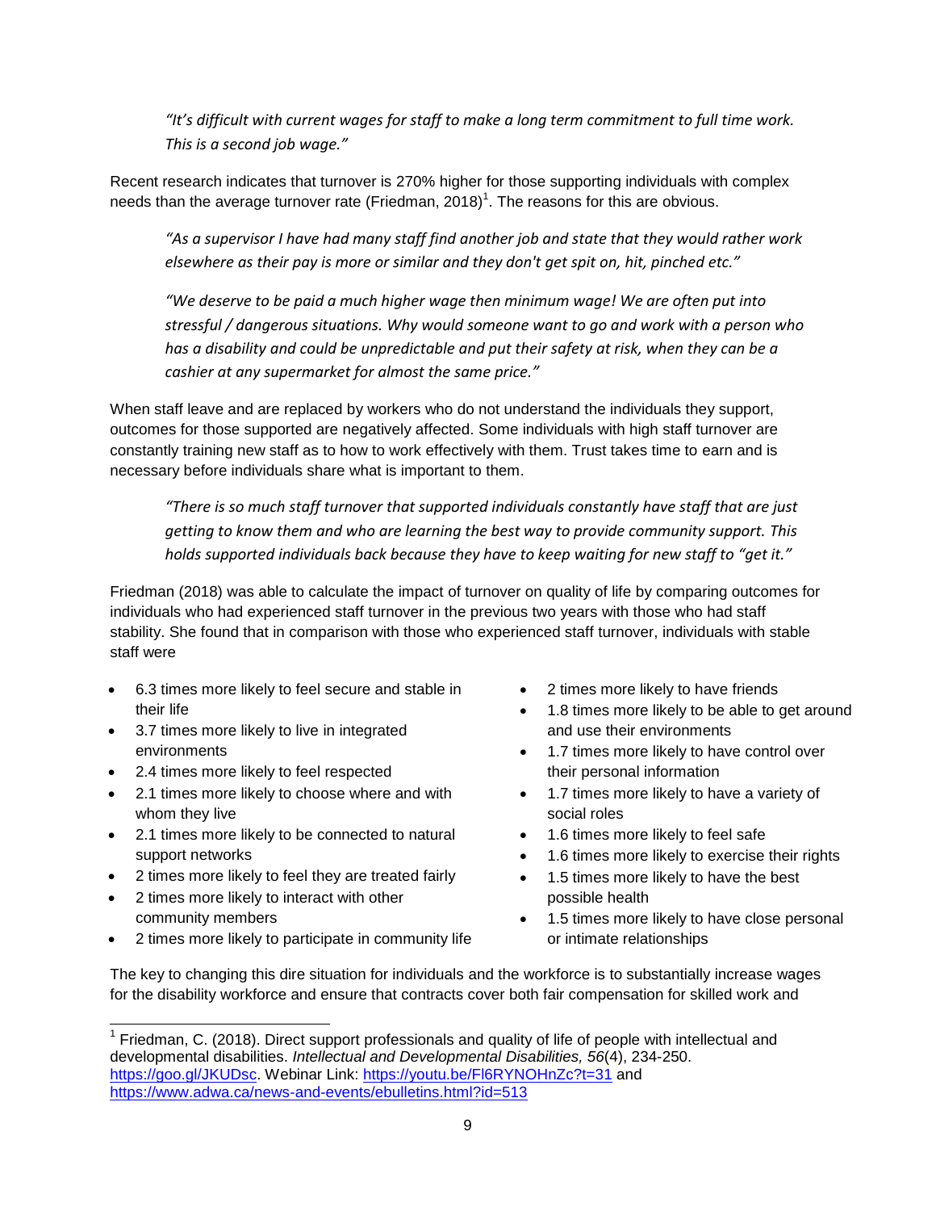*"It's difficult with current wages for staff to make a long term commitment to full time work. This is a second job wage."*

Recent research indicates that turnover is 270% higher for those supporting individuals with complex needs than the average turnover rate (Friedman, 2018)[1]. The reasons for this are obvious.

*"As a supervisor I have had many staff find another job and state that they would rather work elsewhere as their pay is more or similar and they don't get spit on, hit, pinched etc."*

*"We deserve to be paid a much higher wage then minimum wage! We are often put into stressful / dangerous situations. Why would someone want to go and work with a person who has a disability and could be unpredictable and put their safety at risk, when they can be a cashier at any supermarket for almost the same price."*

When staff leave and are replaced by workers who do not understand the individuals they support, outcomes for those supported are negatively affected. Some individuals with high staff turnover are constantly training new staff as to how to work effectively with them. Trust takes time to earn and is necessary before individuals share what is important to them.

*"There is so much staff turnover that supported individuals constantly have staff that are just getting to know them and who are learning the best way to provide community support. This holds supported individuals back because they have to keep waiting for new staff to "get it."*

Friedman (2018) was able to calculate the impact of turnover on quality of life by comparing outcomes for individuals who had experienced staff turnover in the previous two years with those who had staff stability. She found that in comparison with those who experienced staff turnover, individuals with stable staff were

- 6.3 times more likely to feel secure and stable in their life
- 3.7 times more likely to live in integrated environments
- 2.4 times more likely to feel respected
- 2.1 times more likely to choose where and with whom they live
- 2.1 times more likely to be connected to natural support networks
- 2 times more likely to feel they are treated fairly
- 2 times more likely to interact with other community members
- 2 times more likely to participate in community life
- 2 times more likely to have friends
- 1.8 times more likely to be able to get around and use their environments
- 1.7 times more likely to have control over their personal information
- 1.7 times more likely to have a variety of social roles
- 1.6 times more likely to feel safe
- 1.6 times more likely to exercise their rights
- 1.5 times more likely to have the best possible health
- 1.5 times more likely to have close personal or intimate relationships

The key to changing this dire situation for individuals and the workforce is to substantially increase wages for the disability workforce and ensure that contracts cover both fair compensation for skilled work and

---

[1] Friedman, C. (2018). Direct support professionals and quality of life of people with intellectual and developmental disabilities. *Intellectual and Developmental Disabilities, 56*(4), 234-250. https://goo.gl/JKUDsc. Webinar Link: https://youtu.be/Fl6RYNOHnZc?t=31 and https://www.adwa.ca/news-and-events/ebulletins.html?id=513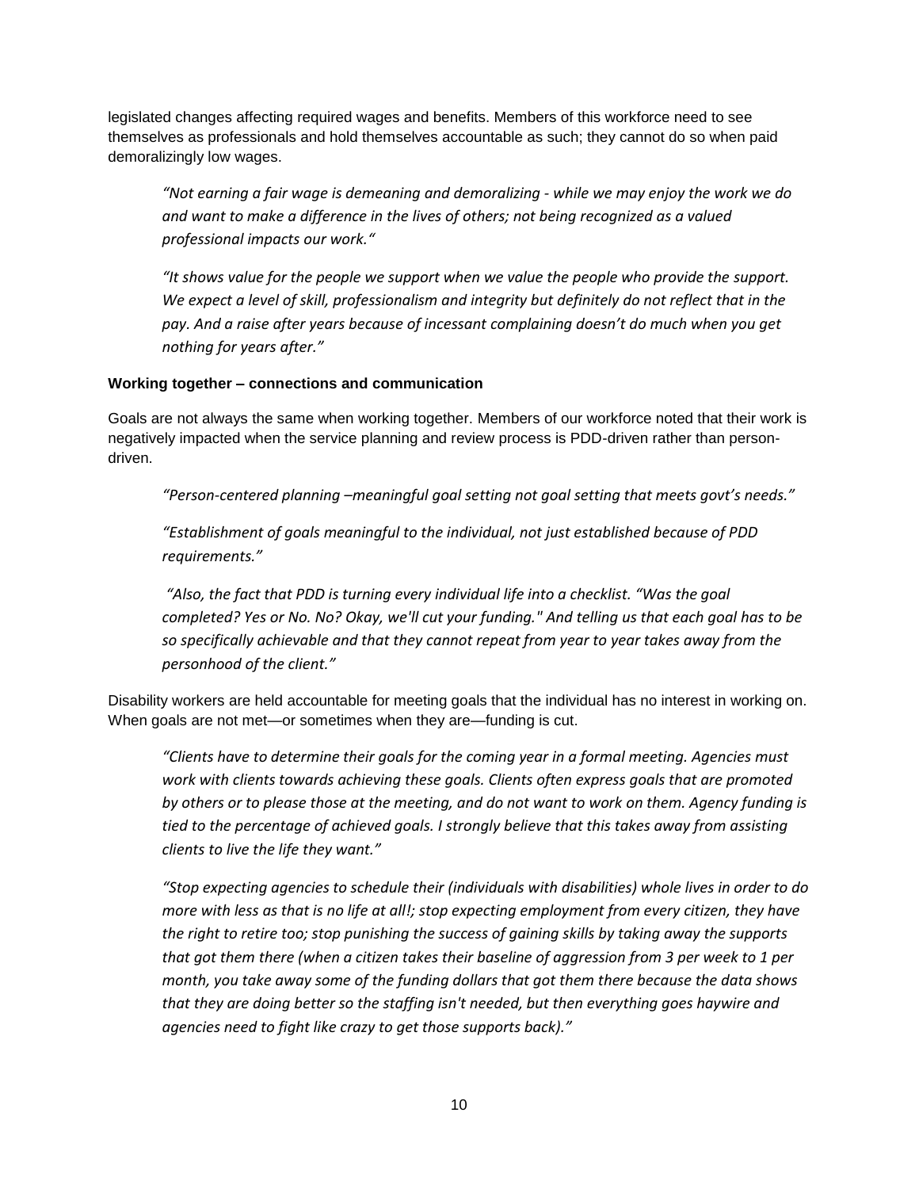legislated changes affecting required wages and benefits. Members of this workforce need to see themselves as professionals and hold themselves accountable as such; they cannot do so when paid demoralizingly low wages.

> *"Not earning a fair wage is demeaning and demoralizing - while we may enjoy the work we do and want to make a difference in the lives of others; not being recognized as a valued professional impacts our work."*

> *"It shows value for the people we support when we value the people who provide the support. We expect a level of skill, professionalism and integrity but definitely do not reflect that in the pay. And a raise after years because of incessant complaining doesn't do much when you get nothing for years after."*

**Working together – connections and communication**

Goals are not always the same when working together. Members of our workforce noted that their work is negatively impacted when the service planning and review process is PDD-driven rather than person-driven.

> *"Person-centered planning –meaningful goal setting not goal setting that meets govt's needs."*

> *"Establishment of goals meaningful to the individual, not just established because of PDD requirements."*

> *"Also, the fact that PDD is turning every individual life into a checklist. "Was the goal completed? Yes or No. No? Okay, we'll cut your funding." And telling us that each goal has to be so specifically achievable and that they cannot repeat from year to year takes away from the personhood of the client."*

Disability workers are held accountable for meeting goals that the individual has no interest in working on. When goals are not met—or sometimes when they are—funding is cut.

> *"Clients have to determine their goals for the coming year in a formal meeting. Agencies must work with clients towards achieving these goals. Clients often express goals that are promoted by others or to please those at the meeting, and do not want to work on them. Agency funding is tied to the percentage of achieved goals. I strongly believe that this takes away from assisting clients to live the life they want."*

> *"Stop expecting agencies to schedule their (individuals with disabilities) whole lives in order to do more with less as that is no life at all!; stop expecting employment from every citizen, they have the right to retire too; stop punishing the success of gaining skills by taking away the supports that got them there (when a citizen takes their baseline of aggression from 3 per week to 1 per month, you take away some of the funding dollars that got them there because the data shows that they are doing better so the staffing isn't needed, but then everything goes haywire and agencies need to fight like crazy to get those supports back)."*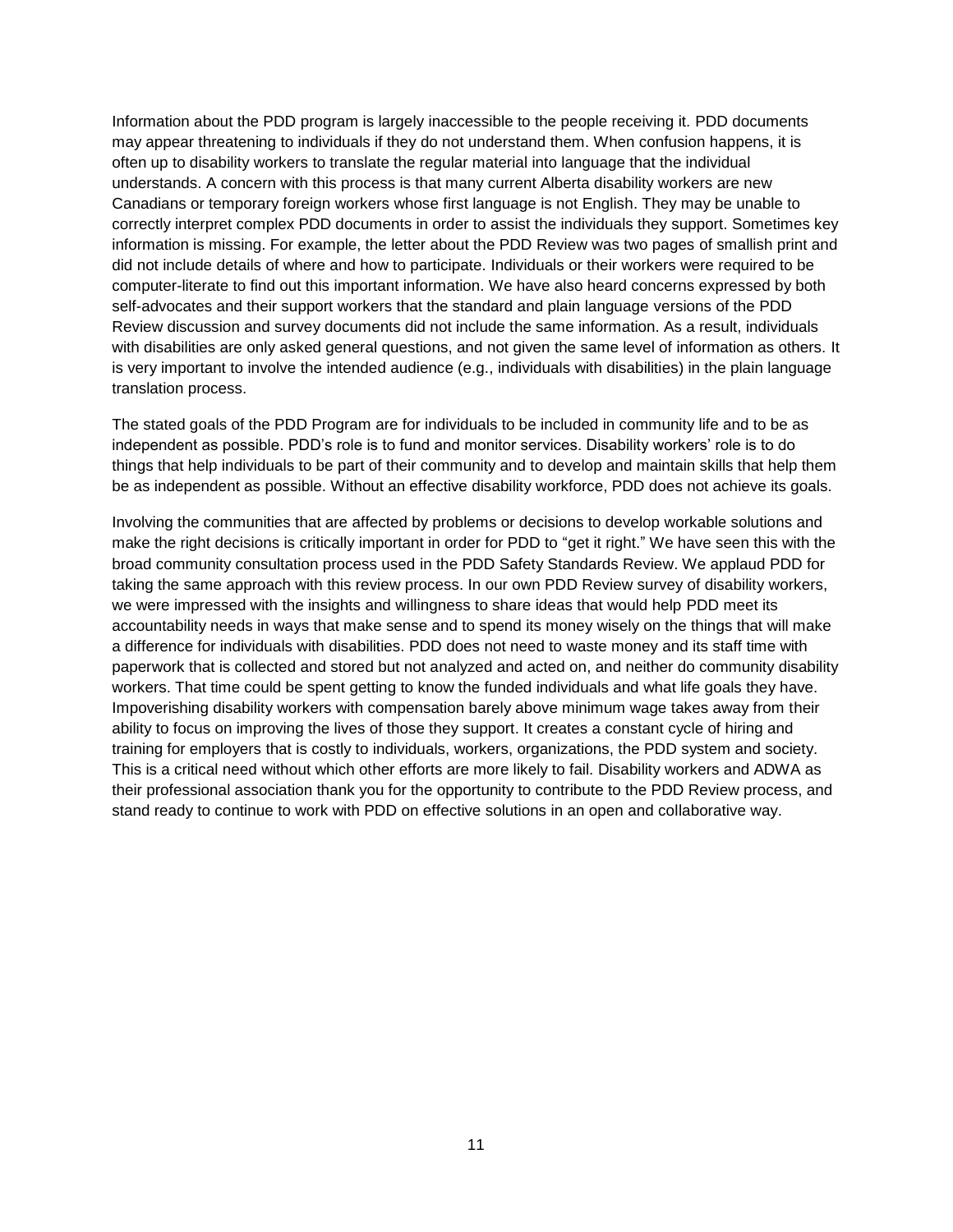Information about the PDD program is largely inaccessible to the people receiving it. PDD documents may appear threatening to individuals if they do not understand them. When confusion happens, it is often up to disability workers to translate the regular material into language that the individual understands. A concern with this process is that many current Alberta disability workers are new Canadians or temporary foreign workers whose first language is not English. They may be unable to correctly interpret complex PDD documents in order to assist the individuals they support. Sometimes key information is missing. For example, the letter about the PDD Review was two pages of smallish print and did not include details of where and how to participate. Individuals or their workers were required to be computer-literate to find out this important information. We have also heard concerns expressed by both self-advocates and their support workers that the standard and plain language versions of the PDD Review discussion and survey documents did not include the same information. As a result, individuals with disabilities are only asked general questions, and not given the same level of information as others. It is very important to involve the intended audience (e.g., individuals with disabilities) in the plain language translation process.

The stated goals of the PDD Program are for individuals to be included in community life and to be as independent as possible. PDD's role is to fund and monitor services. Disability workers' role is to do things that help individuals to be part of their community and to develop and maintain skills that help them be as independent as possible. Without an effective disability workforce, PDD does not achieve its goals.

Involving the communities that are affected by problems or decisions to develop workable solutions and make the right decisions is critically important in order for PDD to "get it right." We have seen this with the broad community consultation process used in the PDD Safety Standards Review. We applaud PDD for taking the same approach with this review process. In our own PDD Review survey of disability workers, we were impressed with the insights and willingness to share ideas that would help PDD meet its accountability needs in ways that make sense and to spend its money wisely on the things that will make a difference for individuals with disabilities. PDD does not need to waste money and its staff time with paperwork that is collected and stored but not analyzed and acted on, and neither do community disability workers. That time could be spent getting to know the funded individuals and what life goals they have. Impoverishing disability workers with compensation barely above minimum wage takes away from their ability to focus on improving the lives of those they support. It creates a constant cycle of hiring and training for employers that is costly to individuals, workers, organizations, the PDD system and society. This is a critical need without which other efforts are more likely to fail. Disability workers and ADWA as their professional association thank you for the opportunity to contribute to the PDD Review process, and stand ready to continue to work with PDD on effective solutions in an open and collaborative way.